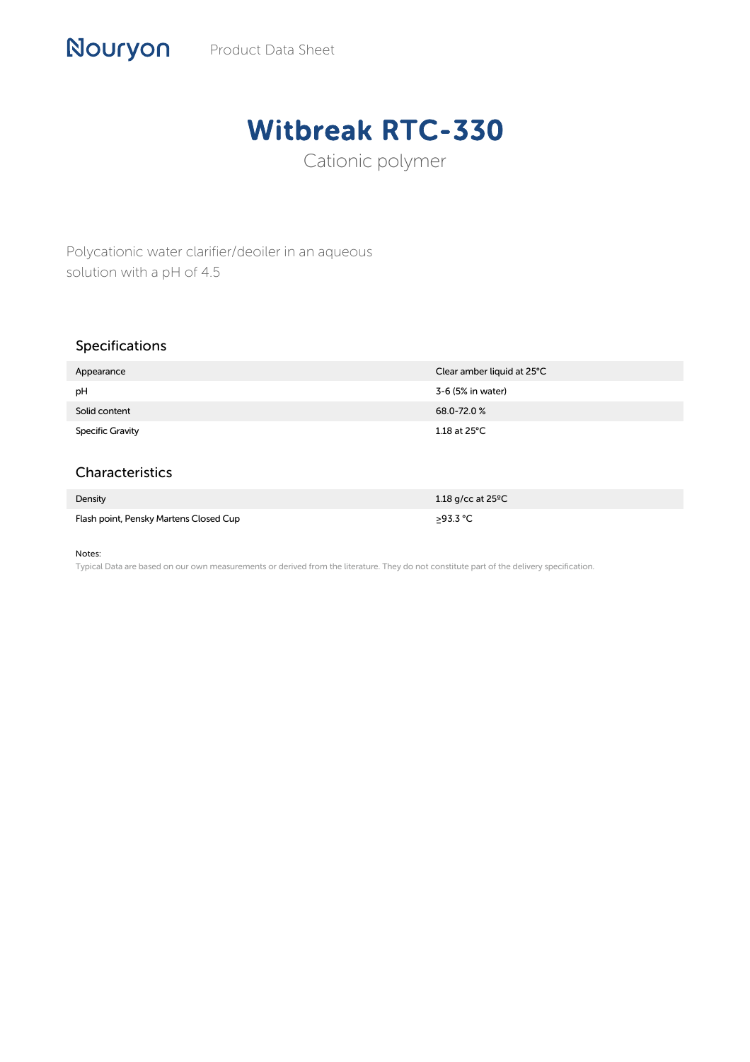Nouryon Product Data Sheet

# Witbreak RTC-330

Cationic polymer

Polycationic water clarifier/deoiler in an aqueous solution with a pH of 4.5

## Specifications

| | |
|---|---|
| Appearance | Clear amber liquid at 25°C |
| pH | 3-6 (5% in water) |
| Solid content | 68.0-72.0 % |
| Specific Gravity | 1.18 at 25°C |

## Characteristics

| | |
|---|---|
| Density | 1.18 g/cc at 25ºC |
| Flash point, Pensky Martens Closed Cup | ≥93.3 °C |

Notes:

Typical Data are based on our own measurements or derived from the literature. They do not constitute part of the delivery specification.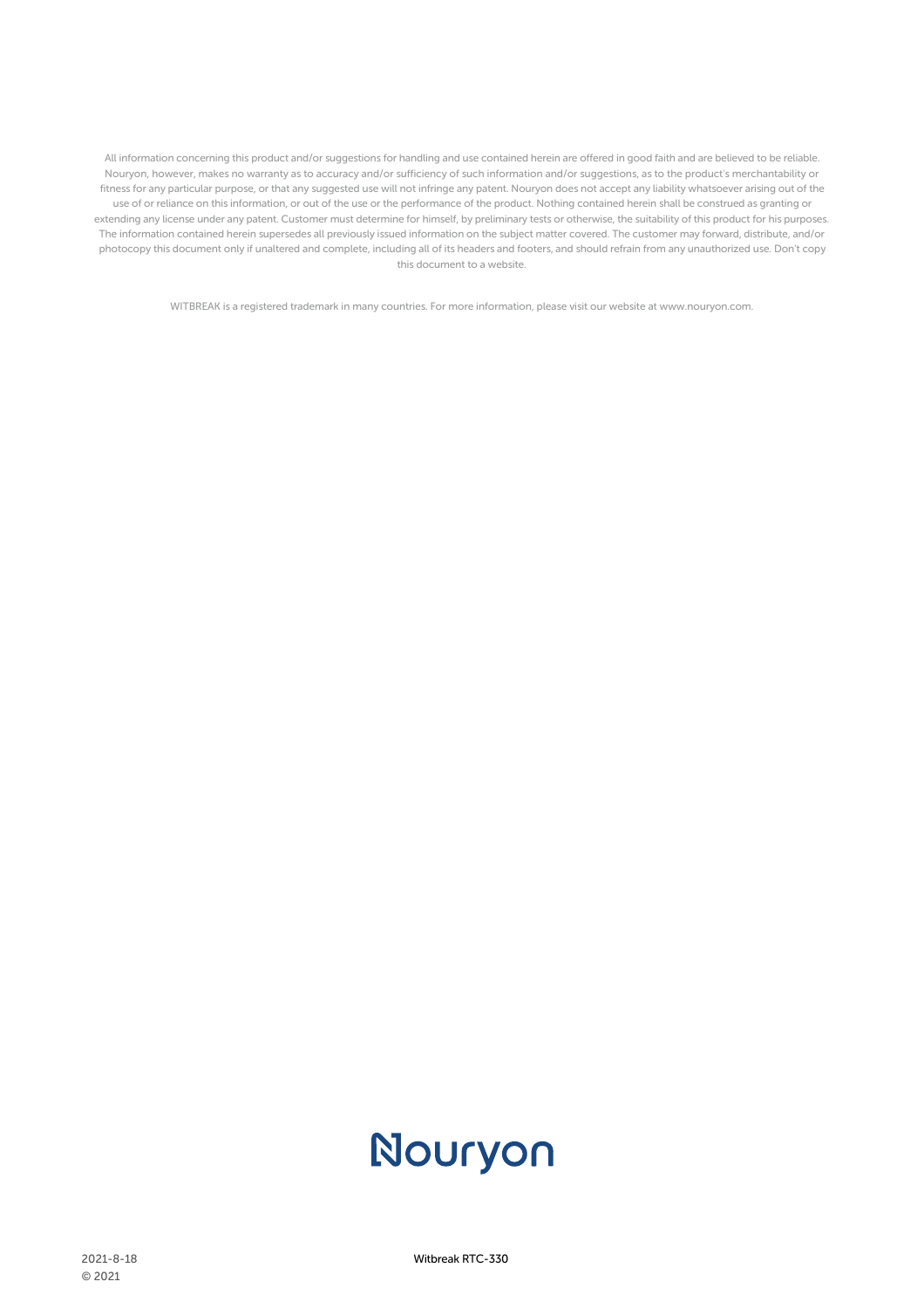All information concerning this product and/or suggestions for handling and use contained herein are offered in good faith and are believed to be reliable. Nouryon, however, makes no warranty as to accuracy and/or sufficiency of such information and/or suggestions, as to the product's merchantability or fitness for any particular purpose, or that any suggested use will not infringe any patent. Nouryon does not accept any liability whatsoever arising out of the use of or reliance on this information, or out of the use or the performance of the product. Nothing contained herein shall be construed as granting or extending any license under any patent. Customer must determine for himself, by preliminary tests or otherwise, the suitability of this product for his purposes. The information contained herein supersedes all previously issued information on the subject matter covered. The customer may forward, distribute, and/or photocopy this document only if unaltered and complete, including all of its headers and footers, and should refrain from any unauthorized use. Don't copy this document to a website.

WITBREAK is a registered trademark in many countries. For more information, please visit our website at www.nouryon.com.

Nouryon

2021-8-18
© 2021

Witbreak RTC-330